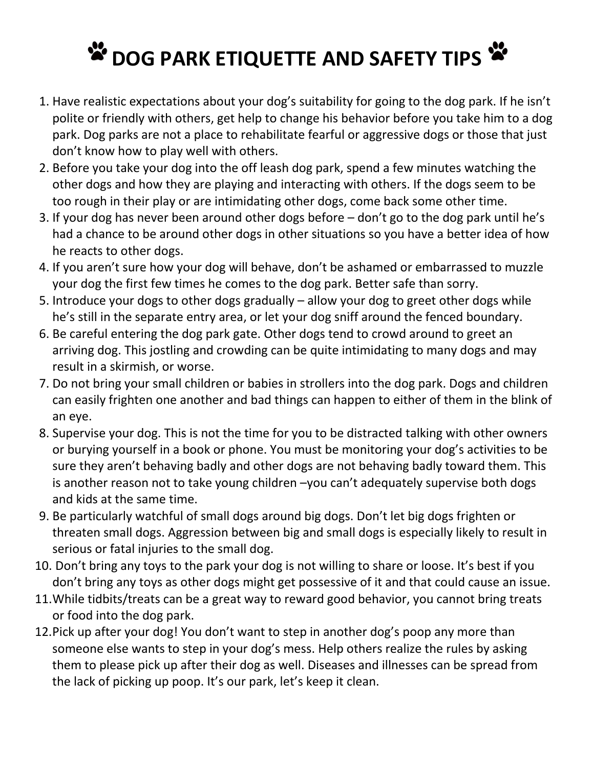# 🐾 DOG PARK ETIQUETTE AND SAFETY TIPS 🐾

1. Have realistic expectations about your dog's suitability for going to the dog park. If he isn't polite or friendly with others, get help to change his behavior before you take him to a dog park. Dog parks are not a place to rehabilitate fearful or aggressive dogs or those that just don't know how to play well with others.
2. Before you take your dog into the off leash dog park, spend a few minutes watching the other dogs and how they are playing and interacting with others. If the dogs seem to be too rough in their play or are intimidating other dogs, come back some other time.
3. If your dog has never been around other dogs before – don't go to the dog park until he's had a chance to be around other dogs in other situations so you have a better idea of how he reacts to other dogs.
4. If you aren't sure how your dog will behave, don't be ashamed or embarrassed to muzzle your dog the first few times he comes to the dog park. Better safe than sorry.
5. Introduce your dogs to other dogs gradually – allow your dog to greet other dogs while he's still in the separate entry area, or let your dog sniff around the fenced boundary.
6. Be careful entering the dog park gate. Other dogs tend to crowd around to greet an arriving dog. This jostling and crowding can be quite intimidating to many dogs and may result in a skirmish, or worse.
7. Do not bring your small children or babies in strollers into the dog park. Dogs and children can easily frighten one another and bad things can happen to either of them in the blink of an eye.
8. Supervise your dog. This is not the time for you to be distracted talking with other owners or burying yourself in a book or phone. You must be monitoring your dog's activities to be sure they aren't behaving badly and other dogs are not behaving badly toward them. This is another reason not to take young children –you can't adequately supervise both dogs and kids at the same time.
9. Be particularly watchful of small dogs around big dogs. Don't let big dogs frighten or threaten small dogs. Aggression between big and small dogs is especially likely to result in serious or fatal injuries to the small dog.
10. Don't bring any toys to the park your dog is not willing to share or loose. It's best if you don't bring any toys as other dogs might get possessive of it and that could cause an issue.
11. While tidbits/treats can be a great way to reward good behavior, you cannot bring treats or food into the dog park.
12. Pick up after your dog! You don't want to step in another dog's poop any more than someone else wants to step in your dog's mess. Help others realize the rules by asking them to please pick up after their dog as well. Diseases and illnesses can be spread from the lack of picking up poop. It's our park, let's keep it clean.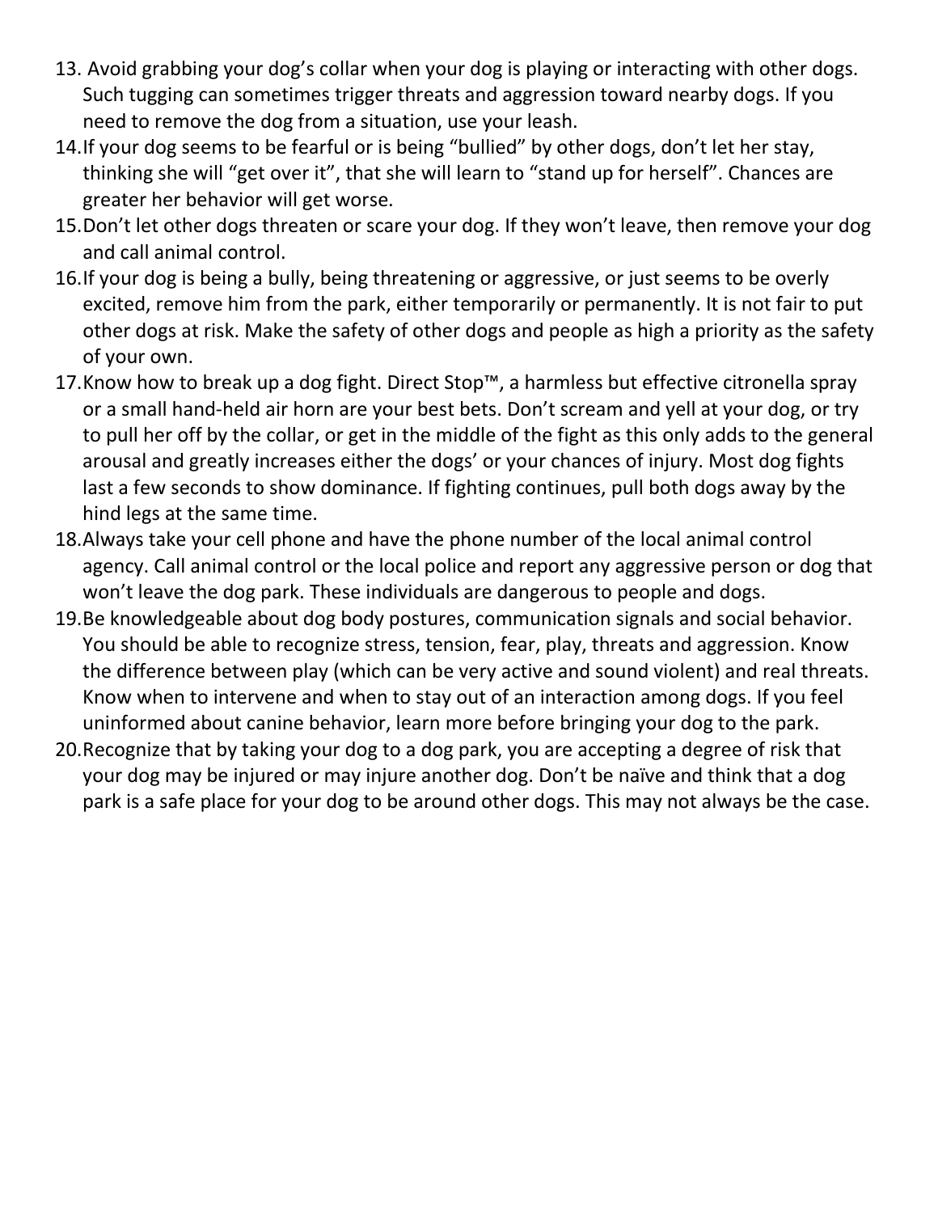13. Avoid grabbing your dog's collar when your dog is playing or interacting with other dogs. Such tugging can sometimes trigger threats and aggression toward nearby dogs. If you need to remove the dog from a situation, use your leash.
14. If your dog seems to be fearful or is being "bullied" by other dogs, don't let her stay, thinking she will "get over it", that she will learn to "stand up for herself". Chances are greater her behavior will get worse.
15. Don't let other dogs threaten or scare your dog. If they won't leave, then remove your dog and call animal control.
16. If your dog is being a bully, being threatening or aggressive, or just seems to be overly excited, remove him from the park, either temporarily or permanently. It is not fair to put other dogs at risk. Make the safety of other dogs and people as high a priority as the safety of your own.
17. Know how to break up a dog fight. Direct Stop™, a harmless but effective citronella spray or a small hand-held air horn are your best bets. Don't scream and yell at your dog, or try to pull her off by the collar, or get in the middle of the fight as this only adds to the general arousal and greatly increases either the dogs' or your chances of injury. Most dog fights last a few seconds to show dominance. If fighting continues, pull both dogs away by the hind legs at the same time.
18. Always take your cell phone and have the phone number of the local animal control agency. Call animal control or the local police and report any aggressive person or dog that won't leave the dog park. These individuals are dangerous to people and dogs.
19. Be knowledgeable about dog body postures, communication signals and social behavior. You should be able to recognize stress, tension, fear, play, threats and aggression. Know the difference between play (which can be very active and sound violent) and real threats. Know when to intervene and when to stay out of an interaction among dogs. If you feel uninformed about canine behavior, learn more before bringing your dog to the park.
20. Recognize that by taking your dog to a dog park, you are accepting a degree of risk that your dog may be injured or may injure another dog. Don't be naïve and think that a dog park is a safe place for your dog to be around other dogs. This may not always be the case.